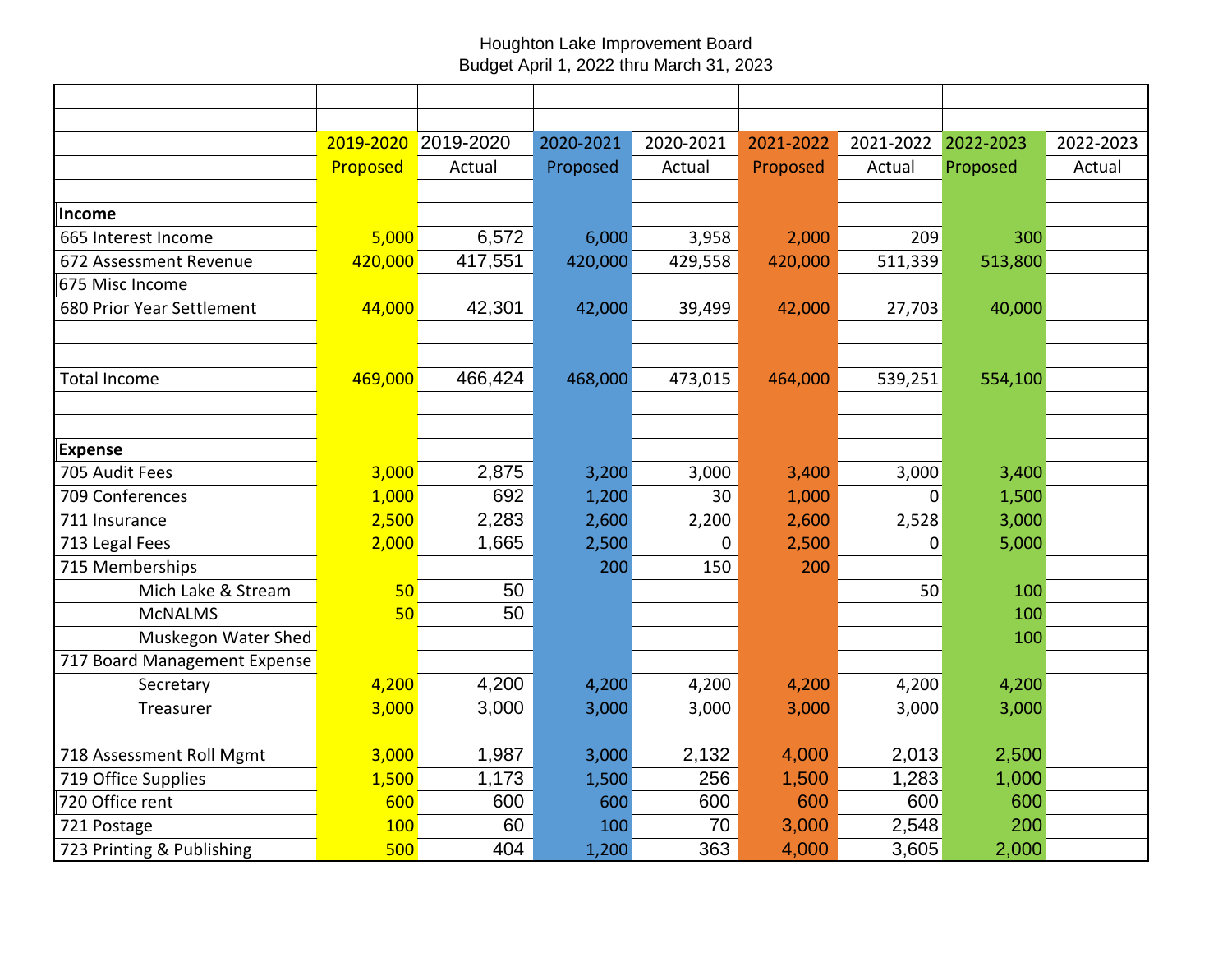# Houghton Lake Improvement Board

## Budget April 1, 2022 thru March 31, 2023

| | 2019-2020 Proposed | 2019-2020 Actual | 2020-2021 Proposed | 2020-2021 Actual | 2021-2022 Proposed | 2021-2022 Actual | 2022-2023 Proposed | 2022-2023 Actual |
|---|---|---|---|---|---|---|---|---|
| **Income** | | | | | | | | |
| 665 Interest Income | 5,000 | 6,572 | 6,000 | 3,958 | 2,000 | 209 | 300 | |
| 672 Assessment Revenue | 420,000 | 417,551 | 420,000 | 429,558 | 420,000 | 511,339 | 513,800 | |
| 675 Misc Income | | | | | | | | |
| 680 Prior Year Settlement | 44,000 | 42,301 | 42,000 | 39,499 | 42,000 | 27,703 | 40,000 | |
| | | | | | | | | |
| Total Income | 469,000 | 466,424 | 468,000 | 473,015 | 464,000 | 539,251 | 554,100 | |
| | | | | | | | | |
| **Expense** | | | | | | | | |
| 705 Audit Fees | 3,000 | 2,875 | 3,200 | 3,000 | 3,400 | 3,000 | 3,400 | |
| 709 Conferences | 1,000 | 692 | 1,200 | 30 | 1,000 | 0 | 1,500 | |
| 711 Insurance | 2,500 | 2,283 | 2,600 | 2,200 | 2,600 | 2,528 | 3,000 | |
| 713 Legal Fees | 2,000 | 1,665 | 2,500 | 0 | 2,500 | 0 | 5,000 | |
| 715 Memberships | | | 200 | 150 | 200 | | | |
| Mich Lake & Stream | 50 | 50 | | | | 50 | 100 | |
| McNALMS | 50 | 50 | | | | | 100 | |
| Muskegon Water Shed | | | | | | | 100 | |
| 717 Board Management Expense | | | | | | | | |
| Secretary | 4,200 | 4,200 | 4,200 | 4,200 | 4,200 | 4,200 | 4,200 | |
| Treasurer | 3,000 | 3,000 | 3,000 | 3,000 | 3,000 | 3,000 | 3,000 | |
| | | | | | | | | |
| 718 Assessment Roll Mgmt | 3,000 | 1,987 | 3,000 | 2,132 | 4,000 | 2,013 | 2,500 | |
| 719 Office Supplies | 1,500 | 1,173 | 1,500 | 256 | 1,500 | 1,283 | 1,000 | |
| 720 Office rent | 600 | 600 | 600 | 600 | 600 | 600 | 600 | |
| 721 Postage | 100 | 60 | 100 | 70 | 3,000 | 2,548 | 200 | |
| 723 Printing & Publishing | 500 | 404 | 1,200 | 363 | 4,000 | 3,605 | 2,000 | |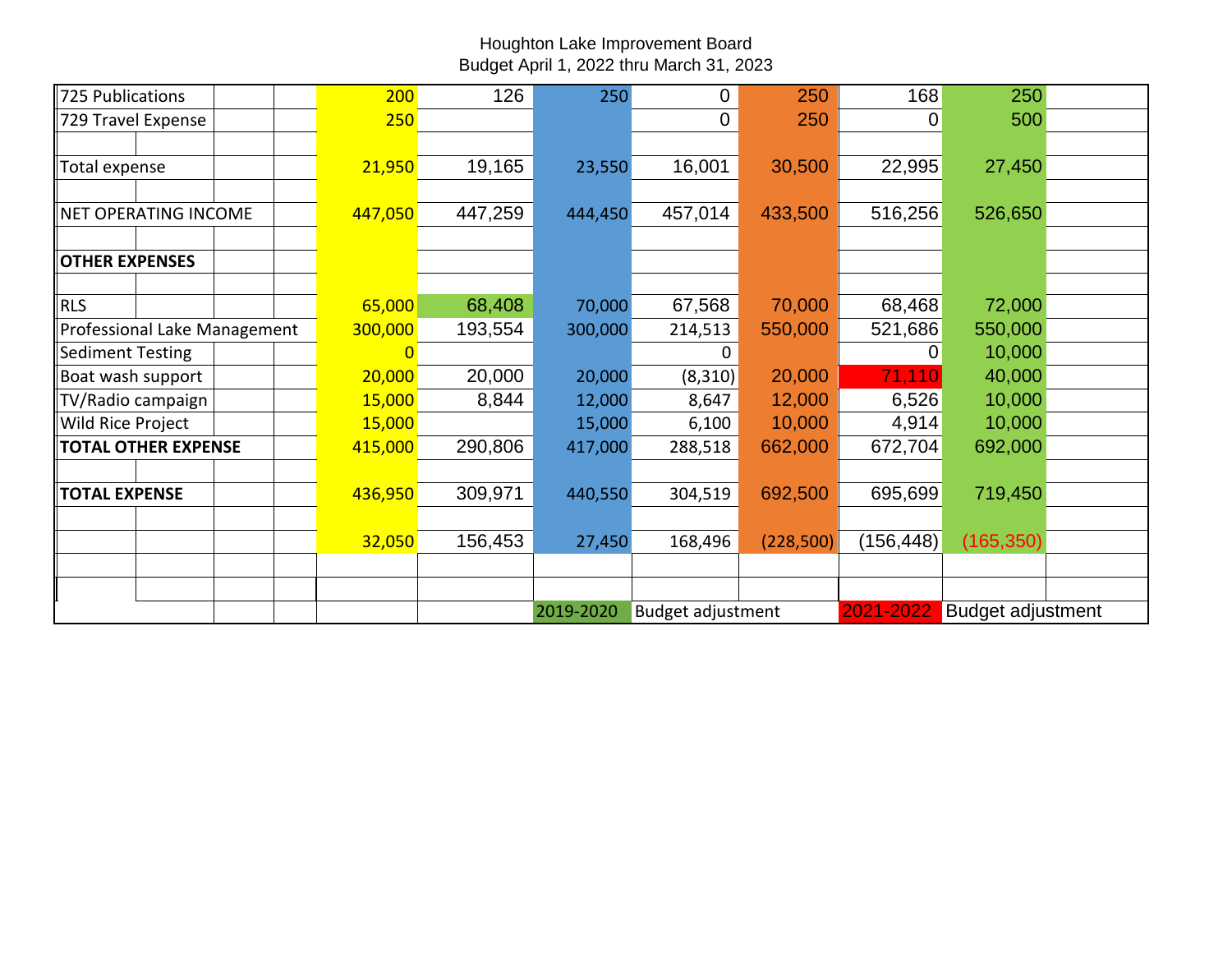Houghton Lake Improvement Board
Budget April 1, 2022 thru March 31, 2023

| | | | | | | | | |
|---|---|---|---|---|---|---|---|---|
| 725 Publications | 200 | 126 | 250 | 0 | 250 | 168 | 250 | |
| 729 Travel Expense | 250 | | | 0 | 250 | 0 | 500 | |
| | | | | | | | | |
| Total expense | 21,950 | 19,165 | 23,550 | 16,001 | 30,500 | 22,995 | 27,450 | |
| | | | | | | | | |
| NET OPERATING INCOME | 447,050 | 447,259 | 444,450 | 457,014 | 433,500 | 516,256 | 526,650 | |
| | | | | | | | | |
| **OTHER EXPENSES** | | | | | | | | |
| | | | | | | | | |
| RLS | 65,000 | 68,408 | 70,000 | 67,568 | 70,000 | 68,468 | 72,000 | |
| Professional Lake Management | 300,000 | 193,554 | 300,000 | 214,513 | 550,000 | 521,686 | 550,000 | |
| Sediment Testing | 0 | | | 0 | | 0 | 10,000 | |
| Boat wash support | 20,000 | 20,000 | 20,000 | (8,310) | 20,000 | 71,110 | 40,000 | |
| TV/Radio campaign | 15,000 | 8,844 | 12,000 | 8,647 | 12,000 | 6,526 | 10,000 | |
| Wild Rice Project | 15,000 | | 15,000 | 6,100 | 10,000 | 4,914 | 10,000 | |
| **TOTAL OTHER EXPENSE** | 415,000 | 290,806 | 417,000 | 288,518 | 662,000 | 672,704 | 692,000 | |
| | | | | | | | | |
| **TOTAL EXPENSE** | 436,950 | 309,971 | 440,550 | 304,519 | 692,500 | 695,699 | 719,450 | |
| | | | | | | | | |
| | 32,050 | 156,453 | 27,450 | 168,496 | (228,500) | (156,448) | (165,350) | |
| | | | | | | | | |
| | | | | | | | | |
| | | | 2019-2020 | Budget adjustment | | 2021-2022 | Budget adjustment | |